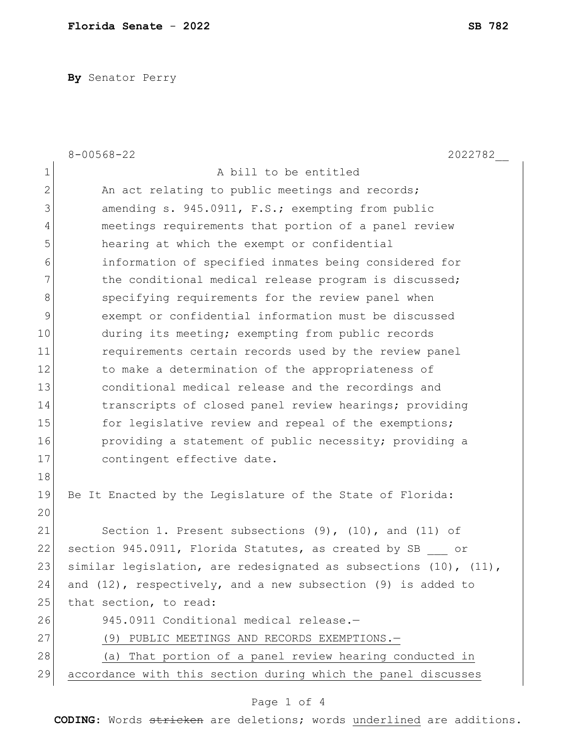By Senator Perry

8-00568-22 2022782__

A bill to be entitled

An act relating to public meetings and records; amending s. 945.0911, F.S.; exempting from public meetings requirements that portion of a panel review hearing at which the exempt or confidential information of specified inmates being considered for the conditional medical release program is discussed; specifying requirements for the review panel when exempt or confidential information must be discussed during its meeting; exempting from public records requirements certain records used by the review panel to make a determination of the appropriateness of conditional medical release and the recordings and transcripts of closed panel review hearings; providing for legislative review and repeal of the exemptions; providing a statement of public necessity; providing a contingent effective date.

Be It Enacted by the Legislature of the State of Florida:

Section 1. Present subsections (9), (10), and (11) of section 945.0911, Florida Statutes, as created by SB ___ or similar legislation, are redesignated as subsections (10), (11), and (12), respectively, and a new subsection (9) is added to that section, to read:

945.0911 Conditional medical release.—

<u>(9) PUBLIC MEETINGS AND RECORDS EXEMPTIONS.—</u>

<u>(a) That portion of a panel review hearing conducted in accordance with this section during which the panel discusses</u>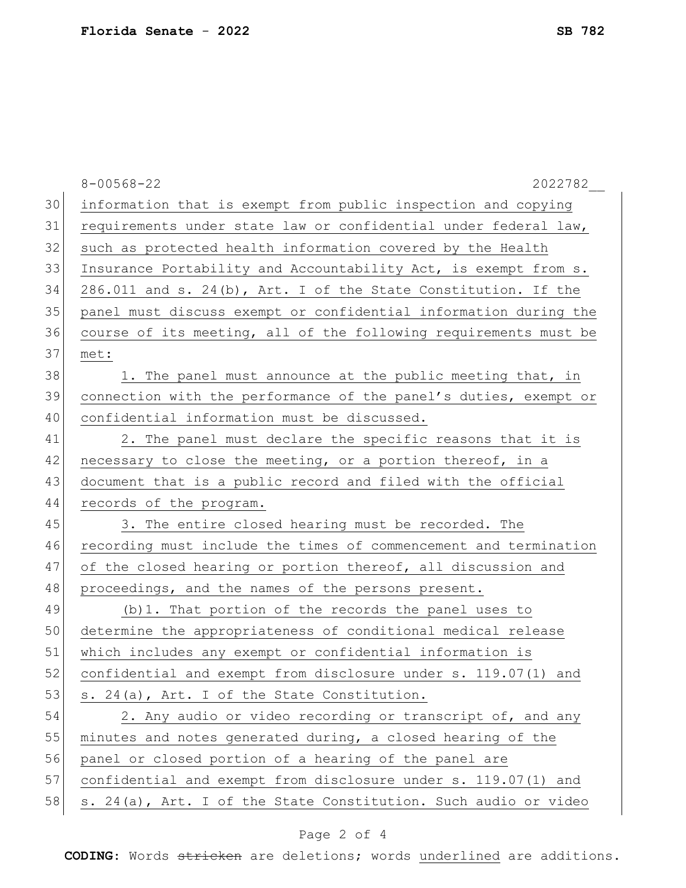information that is exempt from public inspection and copying requirements under state law or confidential under federal law, such as protected health information covered by the Health Insurance Portability and Accountability Act, is exempt from s. 286.011 and s. 24(b), Art. I of the State Constitution. If the panel must discuss exempt or confidential information during the course of its meeting, all of the following requirements must be met:

1. The panel must announce at the public meeting that, in connection with the performance of the panel's duties, exempt or confidential information must be discussed.

2. The panel must declare the specific reasons that it is necessary to close the meeting, or a portion thereof, in a document that is a public record and filed with the official records of the program.

3. The entire closed hearing must be recorded. The recording must include the times of commencement and termination of the closed hearing or portion thereof, all discussion and proceedings, and the names of the persons present.

(b)1. That portion of the records the panel uses to determine the appropriateness of conditional medical release which includes any exempt or confidential information is confidential and exempt from disclosure under s. 119.07(1) and s. 24(a), Art. I of the State Constitution.

2. Any audio or video recording or transcript of, and any minutes and notes generated during, a closed hearing of the panel or closed portion of a hearing of the panel are confidential and exempt from disclosure under s. 119.07(1) and s. 24(a), Art. I of the State Constitution. Such audio or video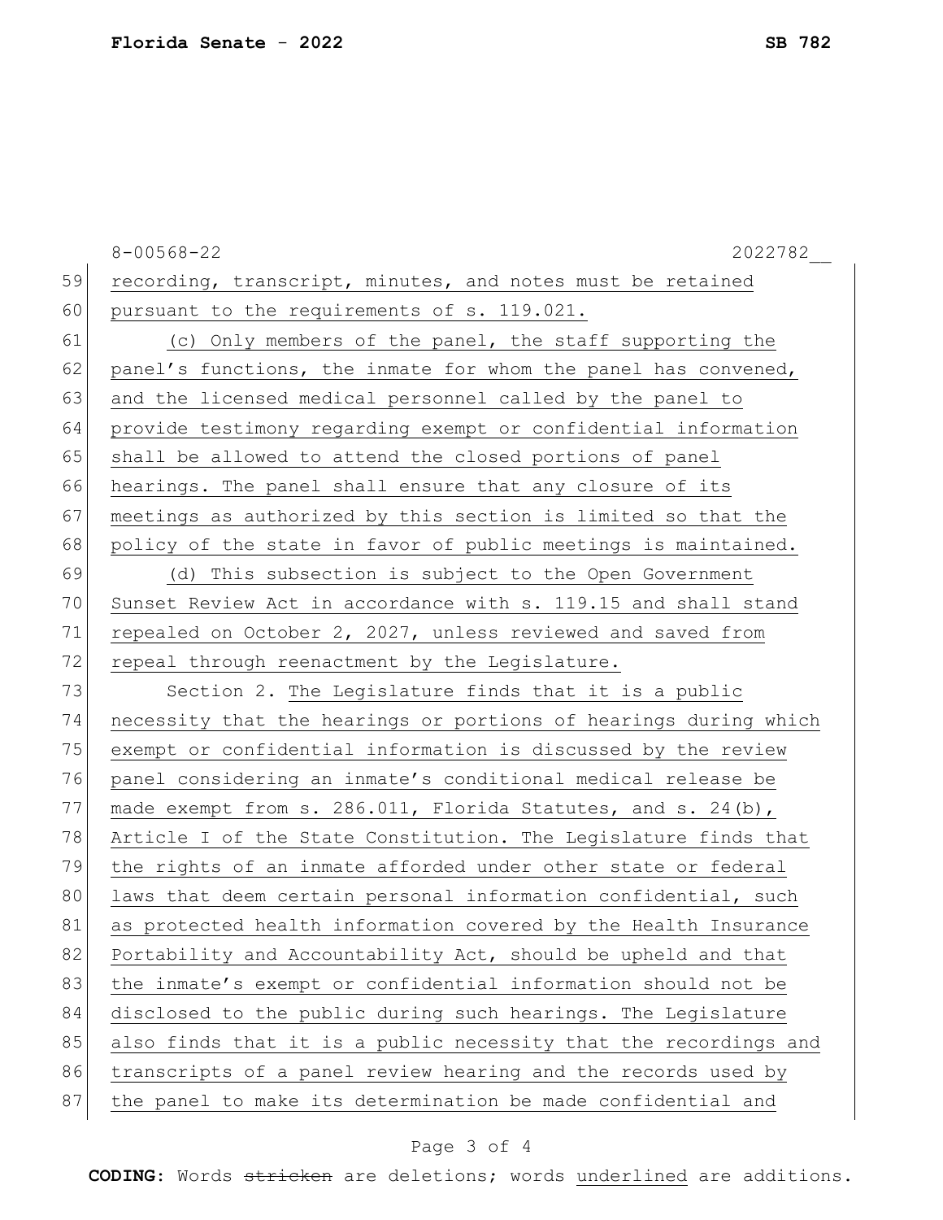recording, transcript, minutes, and notes must be retained pursuant to the requirements of s. 119.021.

(c) Only members of the panel, the staff supporting the panel's functions, the inmate for whom the panel has convened, and the licensed medical personnel called by the panel to provide testimony regarding exempt or confidential information shall be allowed to attend the closed portions of panel hearings. The panel shall ensure that any closure of its meetings as authorized by this section is limited so that the policy of the state in favor of public meetings is maintained.

(d) This subsection is subject to the Open Government Sunset Review Act in accordance with s. 119.15 and shall stand repealed on October 2, 2027, unless reviewed and saved from repeal through reenactment by the Legislature.

Section 2. The Legislature finds that it is a public necessity that the hearings or portions of hearings during which exempt or confidential information is discussed by the review panel considering an inmate's conditional medical release be made exempt from s. 286.011, Florida Statutes, and s. 24(b), Article I of the State Constitution. The Legislature finds that the rights of an inmate afforded under other state or federal laws that deem certain personal information confidential, such as protected health information covered by the Health Insurance Portability and Accountability Act, should be upheld and that the inmate's exempt or confidential information should not be disclosed to the public during such hearings. The Legislature also finds that it is a public necessity that the recordings and transcripts of a panel review hearing and the records used by the panel to make its determination be made confidential and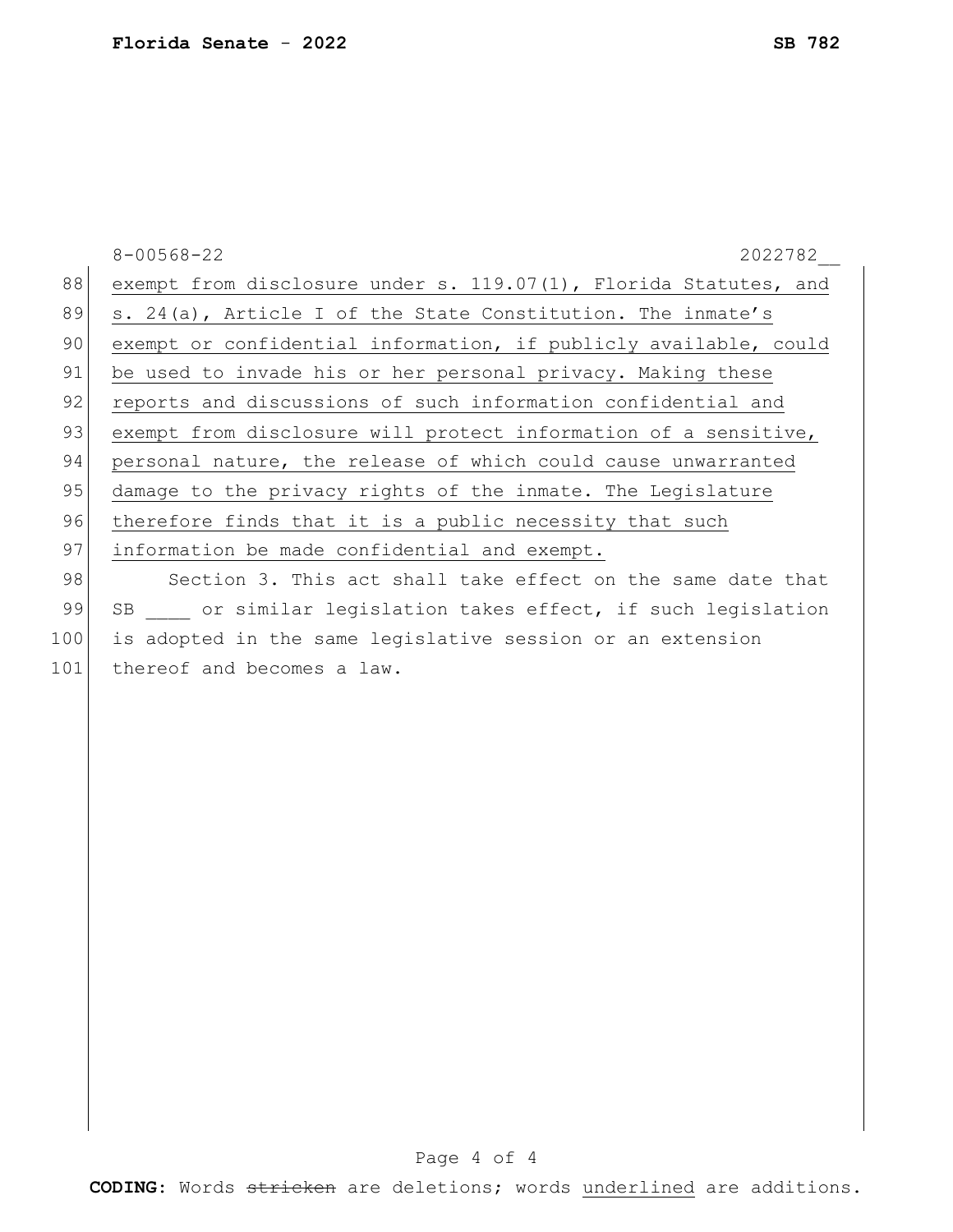exempt from disclosure under s. 119.07(1), Florida Statutes, and s. 24(a), Article I of the State Constitution. The inmate's exempt or confidential information, if publicly available, could be used to invade his or her personal privacy. Making these reports and discussions of such information confidential and exempt from disclosure will protect information of a sensitive, personal nature, the release of which could cause unwarranted damage to the privacy rights of the inmate. The Legislature therefore finds that it is a public necessity that such information be made confidential and exempt.

Section 3. This act shall take effect on the same date that SB ____ or similar legislation takes effect, if such legislation is adopted in the same legislative session or an extension thereof and becomes a law.